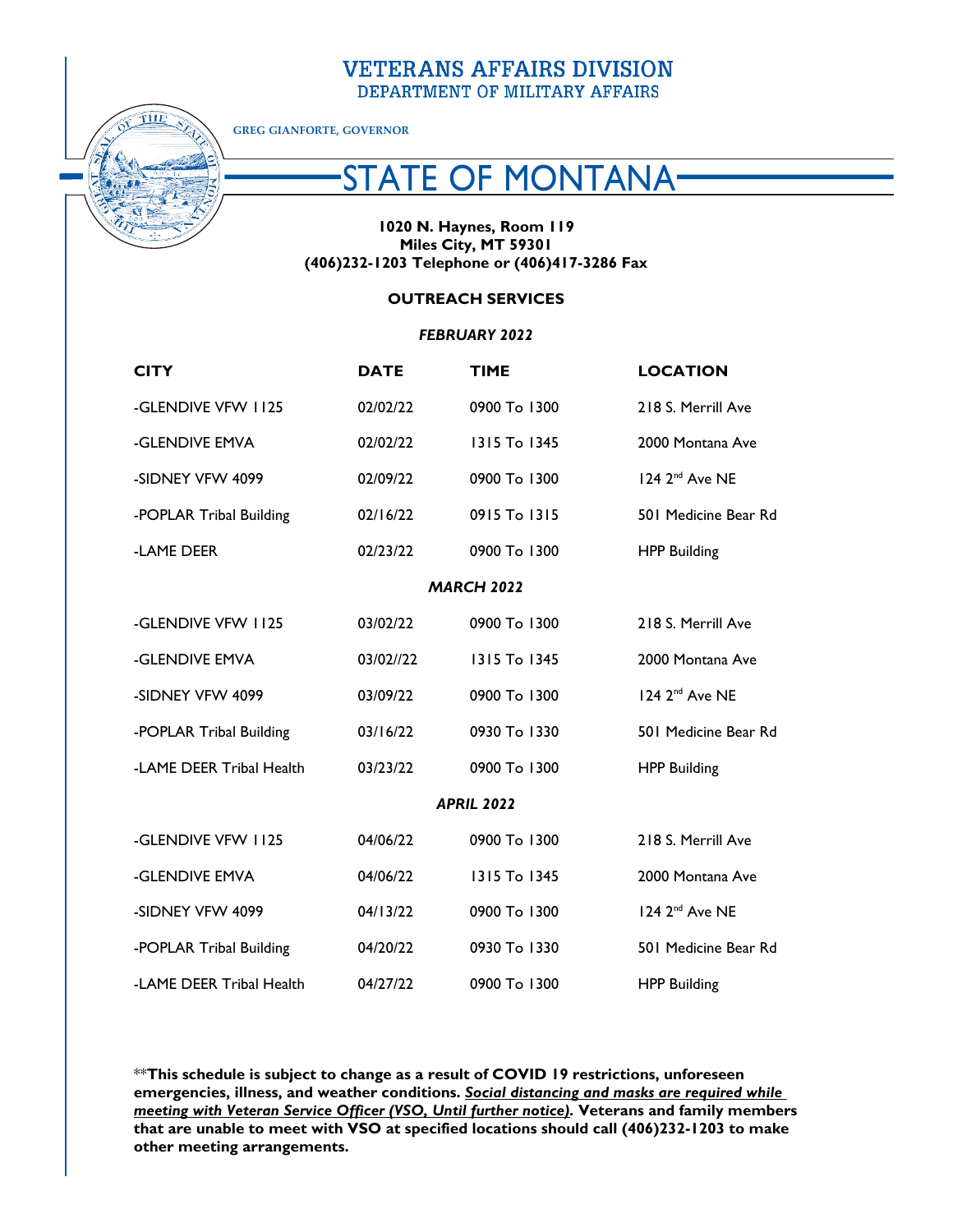# VETERANS AFFAIRS DIVISION
## DEPARTMENT OF MILITARY AFFAIRS

GREG GIANFORTE, GOVERNOR

# STATE OF MONTANA

**1020 N. Haynes, Room 119**
**Miles City, MT 59301**
**(406)232-1203 Telephone or (406)417-3286 Fax**

**OUTREACH SERVICES**

***FEBRUARY 2022***

| CITY | DATE | TIME | LOCATION |
|---|---|---|---|
| -GLENDIVE VFW 1125 | 02/02/22 | 0900 To 1300 | 218 S. Merrill Ave |
| -GLENDIVE EMVA | 02/02/22 | 1315 To 1345 | 2000 Montana Ave |
| -SIDNEY VFW 4099 | 02/09/22 | 0900 To 1300 | 124 2nd Ave NE |
| -POPLAR Tribal Building | 02/16/22 | 0915 To 1315 | 501 Medicine Bear Rd |
| -LAME DEER | 02/23/22 | 0900 To 1300 | HPP Building |
| | ***MARCH 2022*** | | |
| -GLENDIVE VFW 1125 | 03/02/22 | 0900 To 1300 | 218 S. Merrill Ave |
| -GLENDIVE EMVA | 03/02//22 | 1315 To 1345 | 2000 Montana Ave |
| -SIDNEY VFW 4099 | 03/09/22 | 0900 To 1300 | 124 2nd Ave NE |
| -POPLAR Tribal Building | 03/16/22 | 0930 To 1330 | 501 Medicine Bear Rd |
| -LAME DEER Tribal Health | 03/23/22 | 0900 To 1300 | HPP Building |
| | ***APRIL 2022*** | | |
| -GLENDIVE VFW 1125 | 04/06/22 | 0900 To 1300 | 218 S. Merrill Ave |
| -GLENDIVE EMVA | 04/06/22 | 1315 To 1345 | 2000 Montana Ave |
| -SIDNEY VFW 4099 | 04/13/22 | 0900 To 1300 | 124 2nd Ave NE |
| -POPLAR Tribal Building | 04/20/22 | 0930 To 1330 | 501 Medicine Bear Rd |
| -LAME DEER Tribal Health | 04/27/22 | 0900 To 1300 | HPP Building |

**\*\*This schedule is subject to change as a result of COVID 19 restrictions, unforeseen emergencies, illness, and weather conditions. *Social distancing and masks are required while meeting with Veteran Service Officer (VSO, Until further notice)*. Veterans and family members that are unable to meet with VSO at specified locations should call (406)232-1203 to make other meeting arrangements.**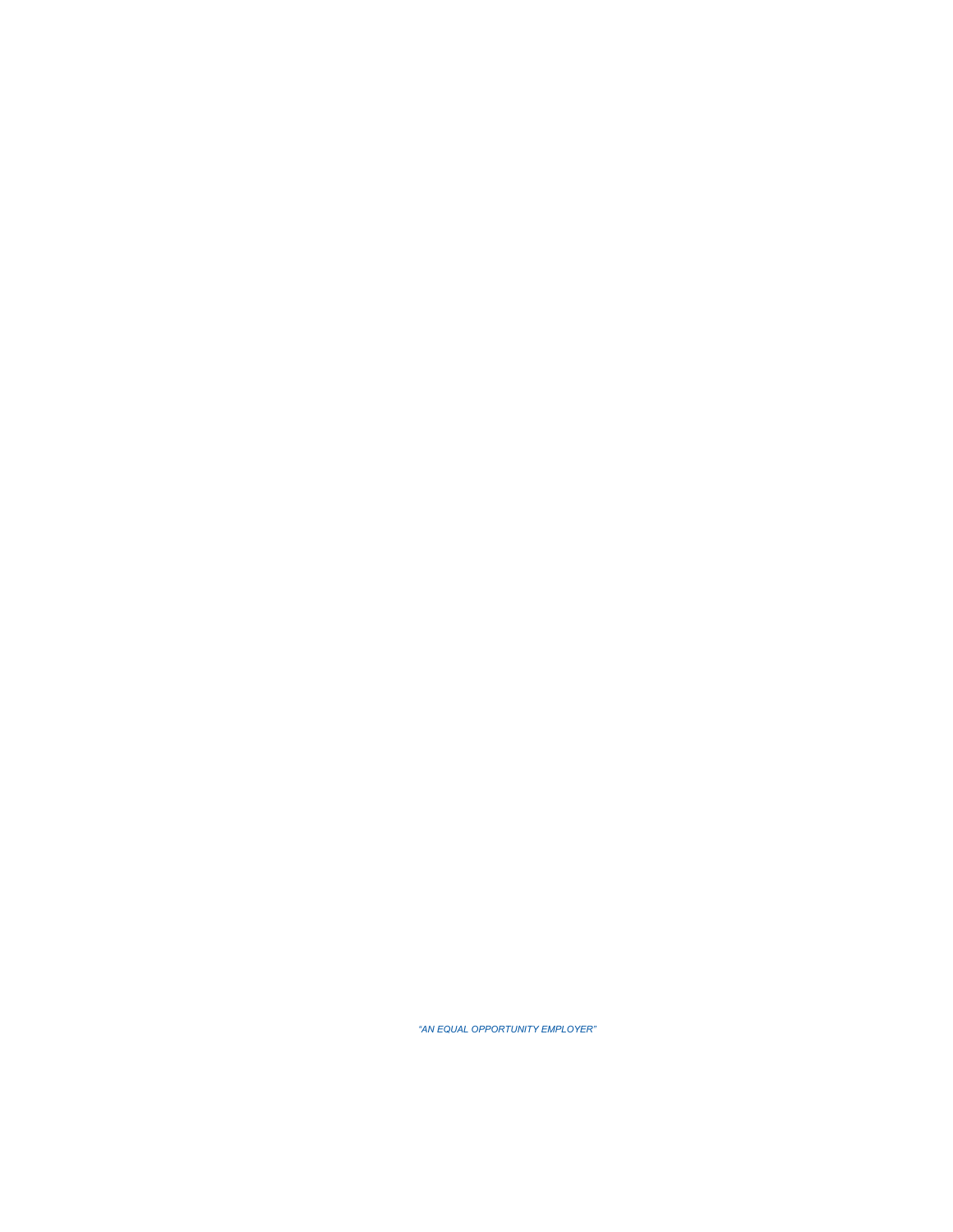*"AN EQUAL OPPORTUNITY EMPLOYER"*